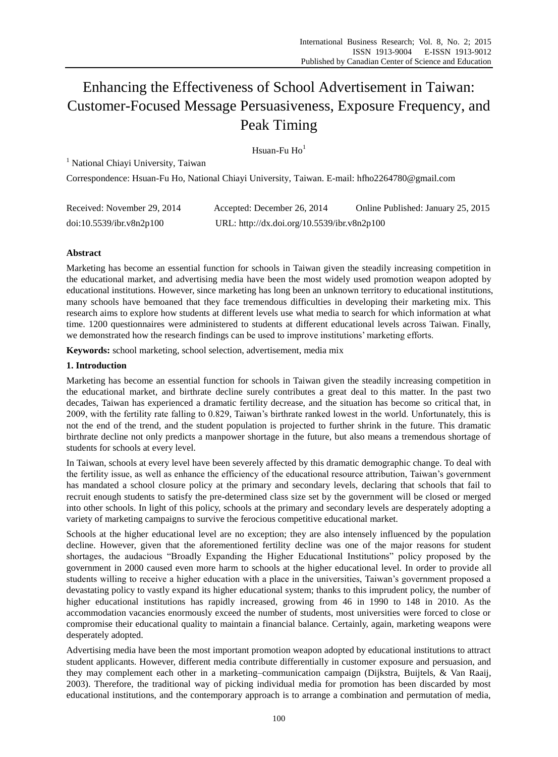# Enhancing the Effectiveness of School Advertisement in Taiwan: Customer-Focused Message Persuasiveness, Exposure Frequency, and Peak Timing

Hsuan-Fu Ho[1]

[1] National Chiayi University, Taiwan

Correspondence: Hsuan-Fu Ho, National Chiayi University, Taiwan. E-mail: hfho2264780@gmail.com

Received: November 29, 2014  Accepted: December 26, 2014  Online Published: January 25, 2015

doi:10.5539/ibr.v8n2p100  URL: http://dx.doi.org/10.5539/ibr.v8n2p100

## Abstract

Marketing has become an essential function for schools in Taiwan given the steadily increasing competition in the educational market, and advertising media have been the most widely used promotion weapon adopted by educational institutions. However, since marketing has long been an unknown territory to educational institutions, many schools have bemoaned that they face tremendous difficulties in developing their marketing mix. This research aims to explore how students at different levels use what media to search for which information at what time. 1200 questionnaires were administered to students at different educational levels across Taiwan. Finally, we demonstrated how the research findings can be used to improve institutions' marketing efforts.

**Keywords:** school marketing, school selection, advertisement, media mix

## 1. Introduction

Marketing has become an essential function for schools in Taiwan given the steadily increasing competition in the educational market, and birthrate decline surely contributes a great deal to this matter. In the past two decades, Taiwan has experienced a dramatic fertility decrease, and the situation has become so critical that, in 2009, with the fertility rate falling to 0.829, Taiwan's birthrate ranked lowest in the world. Unfortunately, this is not the end of the trend, and the student population is projected to further shrink in the future. This dramatic birthrate decline not only predicts a manpower shortage in the future, but also means a tremendous shortage of students for schools at every level.

In Taiwan, schools at every level have been severely affected by this dramatic demographic change. To deal with the fertility issue, as well as enhance the efficiency of the educational resource attribution, Taiwan's government has mandated a school closure policy at the primary and secondary levels, declaring that schools that fail to recruit enough students to satisfy the pre-determined class size set by the government will be closed or merged into other schools. In light of this policy, schools at the primary and secondary levels are desperately adopting a variety of marketing campaigns to survive the ferocious competitive educational market.

Schools at the higher educational level are no exception; they are also intensely influenced by the population decline. However, given that the aforementioned fertility decline was one of the major reasons for student shortages, the audacious "Broadly Expanding the Higher Educational Institutions" policy proposed by the government in 2000 caused even more harm to schools at the higher educational level. In order to provide all students willing to receive a higher education with a place in the universities, Taiwan's government proposed a devastating policy to vastly expand its higher educational system; thanks to this imprudent policy, the number of higher educational institutions has rapidly increased, growing from 46 in 1990 to 148 in 2010. As the accommodation vacancies enormously exceed the number of students, most universities were forced to close or compromise their educational quality to maintain a financial balance. Certainly, again, marketing weapons were desperately adopted.

Advertising media have been the most important promotion weapon adopted by educational institutions to attract student applicants. However, different media contribute differentially in customer exposure and persuasion, and they may complement each other in a marketing–communication campaign (Dijkstra, Buijtels, & Van Raaij, 2003). Therefore, the traditional way of picking individual media for promotion has been discarded by most educational institutions, and the contemporary approach is to arrange a combination and permutation of media,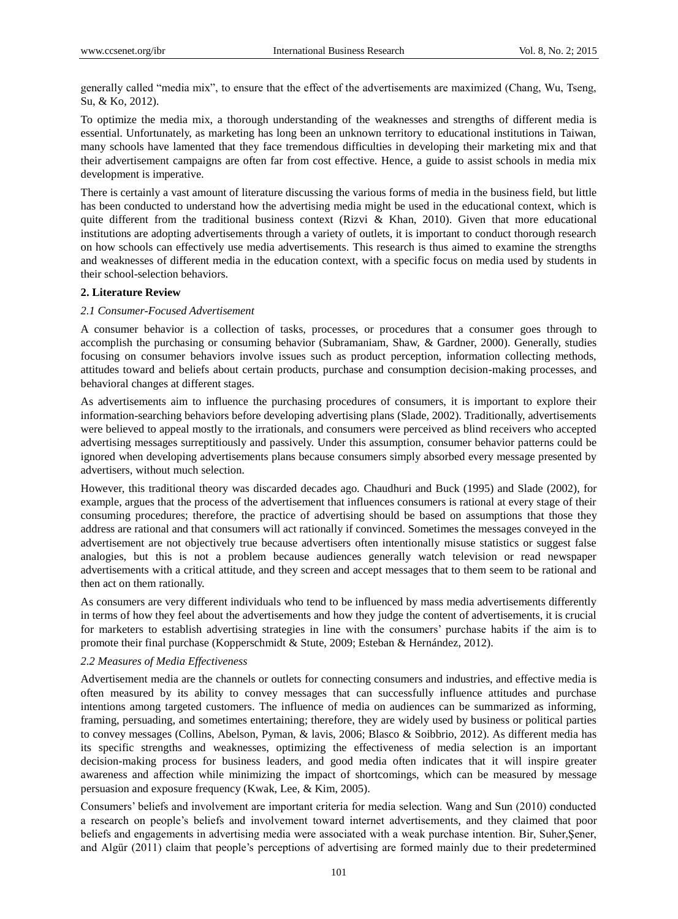generally called "media mix", to ensure that the effect of the advertisements are maximized (Chang, Wu, Tseng, Su, & Ko, 2012).

To optimize the media mix, a thorough understanding of the weaknesses and strengths of different media is essential. Unfortunately, as marketing has long been an unknown territory to educational institutions in Taiwan, many schools have lamented that they face tremendous difficulties in developing their marketing mix and that their advertisement campaigns are often far from cost effective. Hence, a guide to assist schools in media mix development is imperative.

There is certainly a vast amount of literature discussing the various forms of media in the business field, but little has been conducted to understand how the advertising media might be used in the educational context, which is quite different from the traditional business context (Rizvi & Khan, 2010). Given that more educational institutions are adopting advertisements through a variety of outlets, it is important to conduct thorough research on how schools can effectively use media advertisements. This research is thus aimed to examine the strengths and weaknesses of different media in the education context, with a specific focus on media used by students in their school-selection behaviors.

## 2. Literature Review

### *2.1 Consumer-Focused Advertisement*

A consumer behavior is a collection of tasks, processes, or procedures that a consumer goes through to accomplish the purchasing or consuming behavior (Subramaniam, Shaw, & Gardner, 2000). Generally, studies focusing on consumer behaviors involve issues such as product perception, information collecting methods, attitudes toward and beliefs about certain products, purchase and consumption decision-making processes, and behavioral changes at different stages.

As advertisements aim to influence the purchasing procedures of consumers, it is important to explore their information-searching behaviors before developing advertising plans (Slade, 2002). Traditionally, advertisements were believed to appeal mostly to the irrationals, and consumers were perceived as blind receivers who accepted advertising messages surreptitiously and passively. Under this assumption, consumer behavior patterns could be ignored when developing advertisements plans because consumers simply absorbed every message presented by advertisers, without much selection.

However, this traditional theory was discarded decades ago. Chaudhuri and Buck (1995) and Slade (2002), for example, argues that the process of the advertisement that influences consumers is rational at every stage of their consuming procedures; therefore, the practice of advertising should be based on assumptions that those they address are rational and that consumers will act rationally if convinced. Sometimes the messages conveyed in the advertisement are not objectively true because advertisers often intentionally misuse statistics or suggest false analogies, but this is not a problem because audiences generally watch television or read newspaper advertisements with a critical attitude, and they screen and accept messages that to them seem to be rational and then act on them rationally.

As consumers are very different individuals who tend to be influenced by mass media advertisements differently in terms of how they feel about the advertisements and how they judge the content of advertisements, it is crucial for marketers to establish advertising strategies in line with the consumers' purchase habits if the aim is to promote their final purchase (Kopperschmidt & Stute, 2009; Esteban & Hernández, 2012).

### *2.2 Measures of Media Effectiveness*

Advertisement media are the channels or outlets for connecting consumers and industries, and effective media is often measured by its ability to convey messages that can successfully influence attitudes and purchase intentions among targeted customers. The influence of media on audiences can be summarized as informing, framing, persuading, and sometimes entertaining; therefore, they are widely used by business or political parties to convey messages (Collins, Abelson, Pyman, & lavis, 2006; Blasco & Soibbrio, 2012). As different media has its specific strengths and weaknesses, optimizing the effectiveness of media selection is an important decision-making process for business leaders, and good media often indicates that it will inspire greater awareness and affection while minimizing the impact of shortcomings, which can be measured by message persuasion and exposure frequency (Kwak, Lee, & Kim, 2005).

Consumers' beliefs and involvement are important criteria for media selection. Wang and Sun (2010) conducted a research on people's beliefs and involvement toward internet advertisements, and they claimed that poor beliefs and engagements in advertising media were associated with a weak purchase intention. Bir, Suher,Şener, and Algür (2011) claim that people's perceptions of advertising are formed mainly due to their predetermined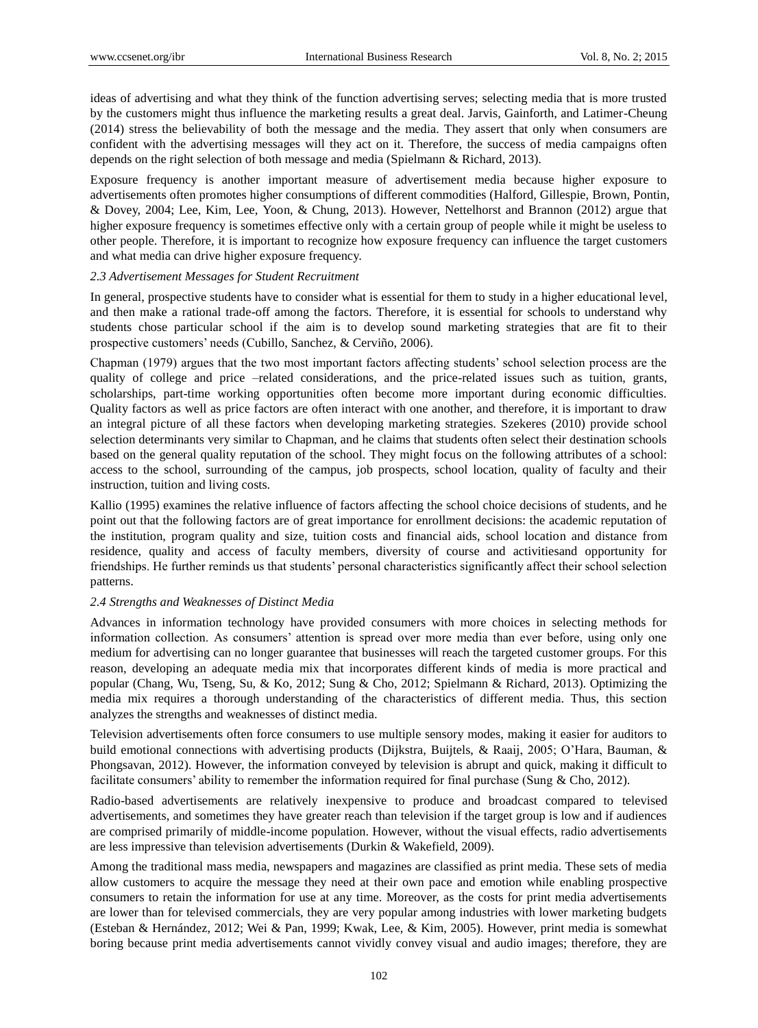ideas of advertising and what they think of the function advertising serves; selecting media that is more trusted by the customers might thus influence the marketing results a great deal. Jarvis, Gainforth, and Latimer-Cheung (2014) stress the believability of both the message and the media. They assert that only when consumers are confident with the advertising messages will they act on it. Therefore, the success of media campaigns often depends on the right selection of both message and media (Spielmann & Richard, 2013).

Exposure frequency is another important measure of advertisement media because higher exposure to advertisements often promotes higher consumptions of different commodities (Halford, Gillespie, Brown, Pontin, & Dovey, 2004; Lee, Kim, Lee, Yoon, & Chung, 2013). However, Nettelhorst and Brannon (2012) argue that higher exposure frequency is sometimes effective only with a certain group of people while it might be useless to other people. Therefore, it is important to recognize how exposure frequency can influence the target customers and what media can drive higher exposure frequency.

### *2.3 Advertisement Messages for Student Recruitment*

In general, prospective students have to consider what is essential for them to study in a higher educational level, and then make a rational trade-off among the factors. Therefore, it is essential for schools to understand why students chose particular school if the aim is to develop sound marketing strategies that are fit to their prospective customers' needs (Cubillo, Sanchez, & Cerviño, 2006).

Chapman (1979) argues that the two most important factors affecting students' school selection process are the quality of college and price –related considerations, and the price-related issues such as tuition, grants, scholarships, part-time working opportunities often become more important during economic difficulties. Quality factors as well as price factors are often interact with one another, and therefore, it is important to draw an integral picture of all these factors when developing marketing strategies. Szekeres (2010) provide school selection determinants very similar to Chapman, and he claims that students often select their destination schools based on the general quality reputation of the school. They might focus on the following attributes of a school: access to the school, surrounding of the campus, job prospects, school location, quality of faculty and their instruction, tuition and living costs.

Kallio (1995) examines the relative influence of factors affecting the school choice decisions of students, and he point out that the following factors are of great importance for enrollment decisions: the academic reputation of the institution, program quality and size, tuition costs and financial aids, school location and distance from residence, quality and access of faculty members, diversity of course and activitiesand opportunity for friendships. He further reminds us that students' personal characteristics significantly affect their school selection patterns.

### *2.4 Strengths and Weaknesses of Distinct Media*

Advances in information technology have provided consumers with more choices in selecting methods for information collection. As consumers' attention is spread over more media than ever before, using only one medium for advertising can no longer guarantee that businesses will reach the targeted customer groups. For this reason, developing an adequate media mix that incorporates different kinds of media is more practical and popular (Chang, Wu, Tseng, Su, & Ko, 2012; Sung & Cho, 2012; Spielmann & Richard, 2013). Optimizing the media mix requires a thorough understanding of the characteristics of different media. Thus, this section analyzes the strengths and weaknesses of distinct media.

Television advertisements often force consumers to use multiple sensory modes, making it easier for auditors to build emotional connections with advertising products (Dijkstra, Buijtels, & Raaij, 2005; O'Hara, Bauman, & Phongsavan, 2012). However, the information conveyed by television is abrupt and quick, making it difficult to facilitate consumers' ability to remember the information required for final purchase (Sung & Cho, 2012).

Radio-based advertisements are relatively inexpensive to produce and broadcast compared to televised advertisements, and sometimes they have greater reach than television if the target group is low and if audiences are comprised primarily of middle-income population. However, without the visual effects, radio advertisements are less impressive than television advertisements (Durkin & Wakefield, 2009).

Among the traditional mass media, newspapers and magazines are classified as print media. These sets of media allow customers to acquire the message they need at their own pace and emotion while enabling prospective consumers to retain the information for use at any time. Moreover, as the costs for print media advertisements are lower than for televised commercials, they are very popular among industries with lower marketing budgets (Esteban & Hernández, 2012; Wei & Pan, 1999; Kwak, Lee, & Kim, 2005). However, print media is somewhat boring because print media advertisements cannot vividly convey visual and audio images; therefore, they are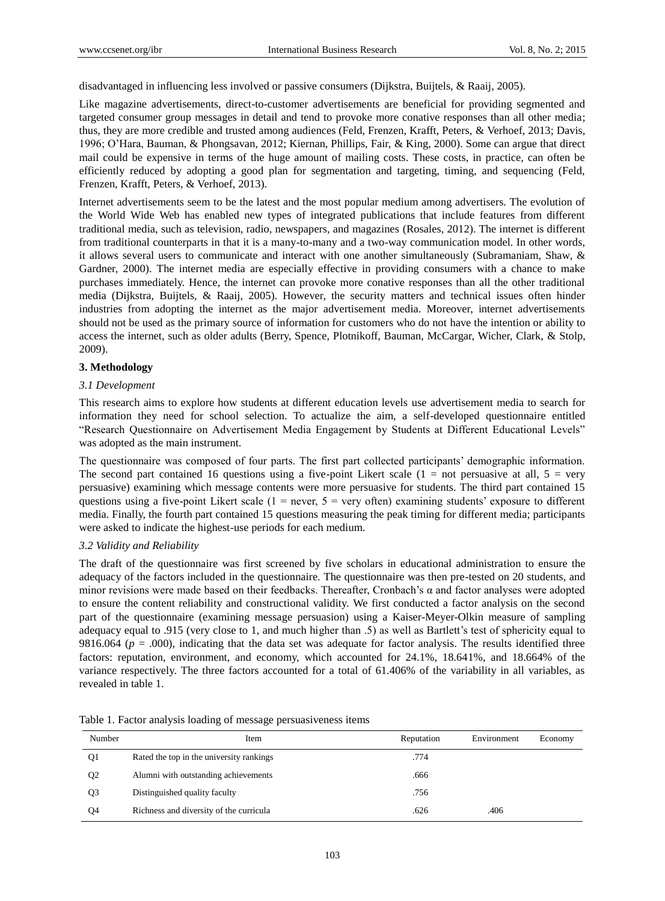disadvantaged in influencing less involved or passive consumers (Dijkstra, Buijtels, & Raaij, 2005).

Like magazine advertisements, direct-to-customer advertisements are beneficial for providing segmented and targeted consumer group messages in detail and tend to provoke more conative responses than all other media; thus, they are more credible and trusted among audiences (Feld, Frenzen, Krafft, Peters, & Verhoef, 2013; Davis, 1996; O'Hara, Bauman, & Phongsavan, 2012; Kiernan, Phillips, Fair, & King, 2000). Some can argue that direct mail could be expensive in terms of the huge amount of mailing costs. These costs, in practice, can often be efficiently reduced by adopting a good plan for segmentation and targeting, timing, and sequencing (Feld, Frenzen, Krafft, Peters, & Verhoef, 2013).

Internet advertisements seem to be the latest and the most popular medium among advertisers. The evolution of the World Wide Web has enabled new types of integrated publications that include features from different traditional media, such as television, radio, newspapers, and magazines (Rosales, 2012). The internet is different from traditional counterparts in that it is a many-to-many and a two-way communication model. In other words, it allows several users to communicate and interact with one another simultaneously (Subramaniam, Shaw, & Gardner, 2000). The internet media are especially effective in providing consumers with a chance to make purchases immediately. Hence, the internet can provoke more conative responses than all the other traditional media (Dijkstra, Buijtels, & Raaij, 2005). However, the security matters and technical issues often hinder industries from adopting the internet as the major advertisement media. Moreover, internet advertisements should not be used as the primary source of information for customers who do not have the intention or ability to access the internet, such as older adults (Berry, Spence, Plotnikoff, Bauman, McCargar, Wicher, Clark, & Stolp, 2009).

## 3. Methodology

### *3.1 Development*

This research aims to explore how students at different education levels use advertisement media to search for information they need for school selection. To actualize the aim, a self-developed questionnaire entitled "Research Questionnaire on Advertisement Media Engagement by Students at Different Educational Levels" was adopted as the main instrument.

The questionnaire was composed of four parts. The first part collected participants' demographic information. The second part contained 16 questions using a five-point Likert scale (1 = not persuasive at all, 5 = very persuasive) examining which message contents were more persuasive for students. The third part contained 15 questions using a five-point Likert scale (1 = never, 5 = very often) examining students' exposure to different media. Finally, the fourth part contained 15 questions measuring the peak timing for different media; participants were asked to indicate the highest-use periods for each medium.

### *3.2 Validity and Reliability*

The draft of the questionnaire was first screened by five scholars in educational administration to ensure the adequacy of the factors included in the questionnaire. The questionnaire was then pre-tested on 20 students, and minor revisions were made based on their feedbacks. Thereafter, Cronbach's α and factor analyses were adopted to ensure the content reliability and constructional validity. We first conducted a factor analysis on the second part of the questionnaire (examining message persuasion) using a Kaiser-Meyer-Olkin measure of sampling adequacy equal to .915 (very close to 1, and much higher than .5) as well as Bartlett's test of sphericity equal to 9816.064 ($p$ = .000), indicating that the data set was adequate for factor analysis. The results identified three factors: reputation, environment, and economy, which accounted for 24.1%, 18.641%, and 18.664% of the variance respectively. The three factors accounted for a total of 61.406% of the variability in all variables, as revealed in table 1.

Table 1. Factor analysis loading of message persuasiveness items

| Number | Item | Reputation | Environment | Economy |
|---|---|---|---|---|
| Q1 | Rated the top in the university rankings | .774 | | |
| Q2 | Alumni with outstanding achievements | .666 | | |
| Q3 | Distinguished quality faculty | .756 | | |
| Q4 | Richness and diversity of the curricula | .626 | .406 | |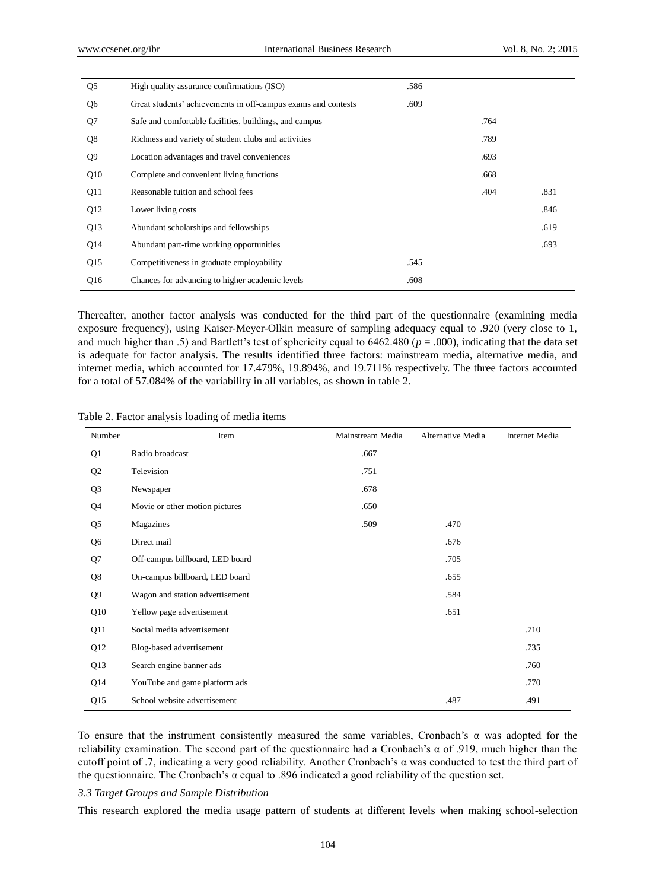| | | | | |
|---|---|---|---|---|
| Q5 | High quality assurance confirmations (ISO) | .586 | | |
| Q6 | Great students' achievements in off-campus exams and contests | .609 | | |
| Q7 | Safe and comfortable facilities, buildings, and campus | | .764 | |
| Q8 | Richness and variety of student clubs and activities | | .789 | |
| Q9 | Location advantages and travel conveniences | | .693 | |
| Q10 | Complete and convenient living functions | | .668 | |
| Q11 | Reasonable tuition and school fees | | .404 | .831 |
| Q12 | Lower living costs | | | .846 |
| Q13 | Abundant scholarships and fellowships | | | .619 |
| Q14 | Abundant part-time working opportunities | | | .693 |
| Q15 | Competitiveness in graduate employability | .545 | | |
| Q16 | Chances for advancing to higher academic levels | .608 | | |

Thereafter, another factor analysis was conducted for the third part of the questionnaire (examining media exposure frequency), using Kaiser-Meyer-Olkin measure of sampling adequacy equal to .920 (very close to 1, and much higher than .5) and Bartlett's test of sphericity equal to 6462.480 ($p$ = .000), indicating that the data set is adequate for factor analysis. The results identified three factors: mainstream media, alternative media, and internet media, which accounted for 17.479%, 19.894%, and 19.711% respectively. The three factors accounted for a total of 57.084% of the variability in all variables, as shown in table 2.

Table 2. Factor analysis loading of media items

| Number | Item | Mainstream Media | Alternative Media | Internet Media |
|---|---|---|---|---|
| Q1 | Radio broadcast | .667 | | |
| Q2 | Television | .751 | | |
| Q3 | Newspaper | .678 | | |
| Q4 | Movie or other motion pictures | .650 | | |
| Q5 | Magazines | .509 | .470 | |
| Q6 | Direct mail | | .676 | |
| Q7 | Off-campus billboard, LED board | | .705 | |
| Q8 | On-campus billboard, LED board | | .655 | |
| Q9 | Wagon and station advertisement | | .584 | |
| Q10 | Yellow page advertisement | | .651 | |
| Q11 | Social media advertisement | | | .710 |
| Q12 | Blog-based advertisement | | | .735 |
| Q13 | Search engine banner ads | | | .760 |
| Q14 | YouTube and game platform ads | | | .770 |
| Q15 | School website advertisement | | .487 | .491 |

To ensure that the instrument consistently measured the same variables, Cronbach's α was adopted for the reliability examination. The second part of the questionnaire had a Cronbach's α of .919, much higher than the cutoff point of .7, indicating a very good reliability. Another Cronbach's α was conducted to test the third part of the questionnaire. The Cronbach's α equal to .896 indicated a good reliability of the question set.

### *3.3 Target Groups and Sample Distribution*

This research explored the media usage pattern of students at different levels when making school-selection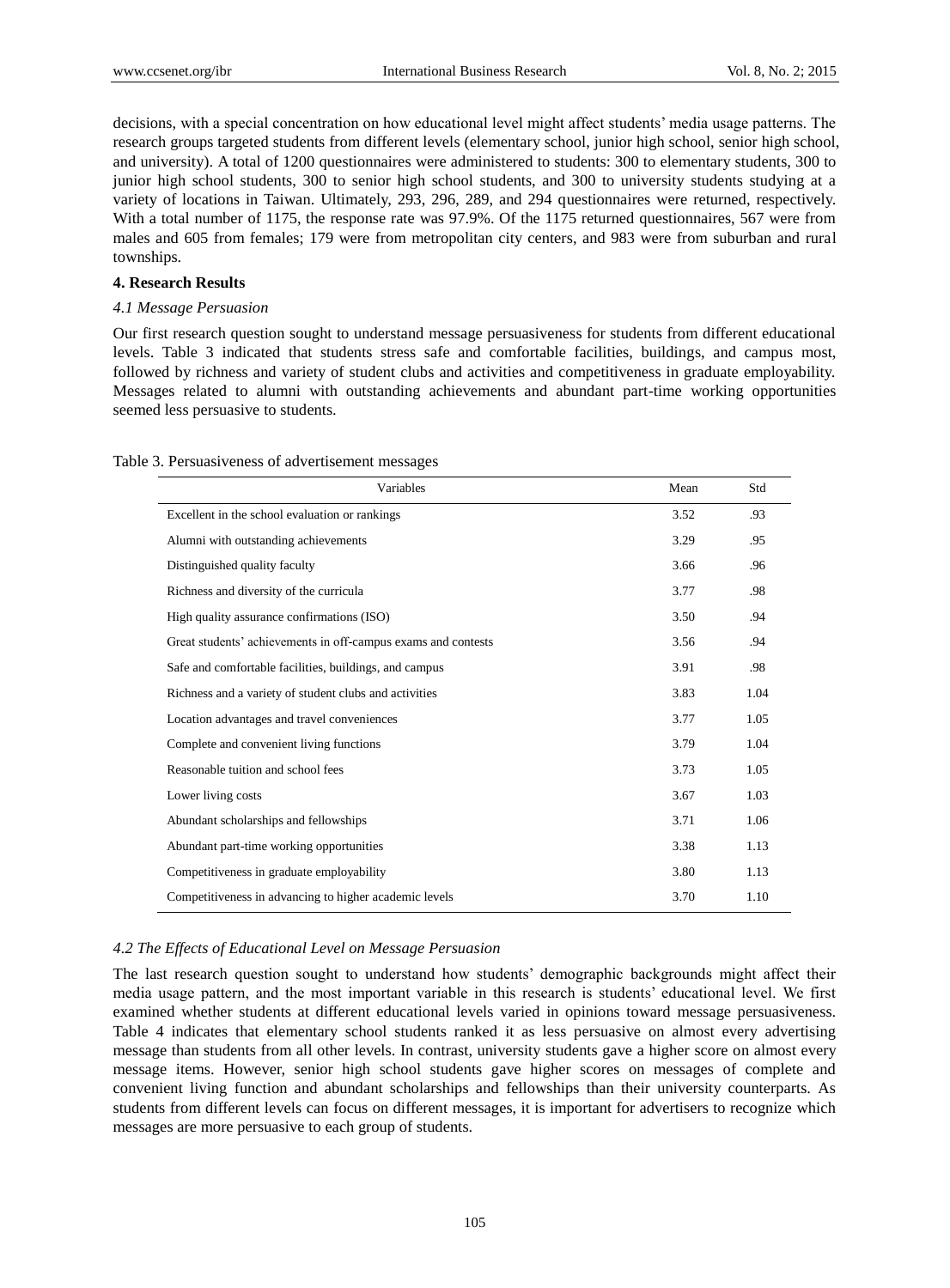decisions, with a special concentration on how educational level might affect students' media usage patterns. The research groups targeted students from different levels (elementary school, junior high school, senior high school, and university). A total of 1200 questionnaires were administered to students: 300 to elementary students, 300 to junior high school students, 300 to senior high school students, and 300 to university students studying at a variety of locations in Taiwan. Ultimately, 293, 296, 289, and 294 questionnaires were returned, respectively. With a total number of 1175, the response rate was 97.9%. Of the 1175 returned questionnaires, 567 were from males and 605 from females; 179 were from metropolitan city centers, and 983 were from suburban and rural townships.

### 4. Research Results

#### *4.1 Message Persuasion*

Our first research question sought to understand message persuasiveness for students from different educational levels. Table 3 indicated that students stress safe and comfortable facilities, buildings, and campus most, followed by richness and variety of student clubs and activities and competitiveness in graduate employability. Messages related to alumni with outstanding achievements and abundant part-time working opportunities seemed less persuasive to students.

Table 3. Persuasiveness of advertisement messages

| Variables | Mean | Std |
|---|---|---|
| Excellent in the school evaluation or rankings | 3.52 | .93 |
| Alumni with outstanding achievements | 3.29 | .95 |
| Distinguished quality faculty | 3.66 | .96 |
| Richness and diversity of the curricula | 3.77 | .98 |
| High quality assurance confirmations (ISO) | 3.50 | .94 |
| Great students' achievements in off-campus exams and contests | 3.56 | .94 |
| Safe and comfortable facilities, buildings, and campus | 3.91 | .98 |
| Richness and a variety of student clubs and activities | 3.83 | 1.04 |
| Location advantages and travel conveniences | 3.77 | 1.05 |
| Complete and convenient living functions | 3.79 | 1.04 |
| Reasonable tuition and school fees | 3.73 | 1.05 |
| Lower living costs | 3.67 | 1.03 |
| Abundant scholarships and fellowships | 3.71 | 1.06 |
| Abundant part-time working opportunities | 3.38 | 1.13 |
| Competitiveness in graduate employability | 3.80 | 1.13 |
| Competitiveness in advancing to higher academic levels | 3.70 | 1.10 |

#### *4.2 The Effects of Educational Level on Message Persuasion*

The last research question sought to understand how students' demographic backgrounds might affect their media usage pattern, and the most important variable in this research is students' educational level. We first examined whether students at different educational levels varied in opinions toward message persuasiveness. Table 4 indicates that elementary school students ranked it as less persuasive on almost every advertising message than students from all other levels. In contrast, university students gave a higher score on almost every message items. However, senior high school students gave higher scores on messages of complete and convenient living function and abundant scholarships and fellowships than their university counterparts. As students from different levels can focus on different messages, it is important for advertisers to recognize which messages are more persuasive to each group of students.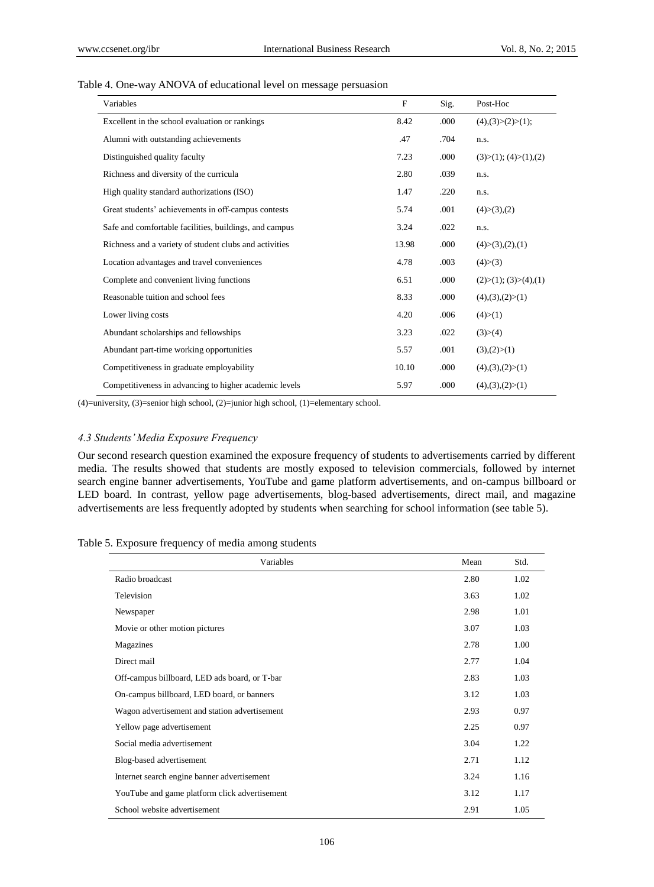Table 4. One-way ANOVA of educational level on message persuasion

| Variables | F | Sig. | Post-Hoc |
|---|---|---|---|
| Excellent in the school evaluation or rankings | 8.42 | .000 | (4),(3)>(2)>(1); |
| Alumni with outstanding achievements | .47 | .704 | n.s. |
| Distinguished quality faculty | 7.23 | .000 | (3)>(1); (4)>(1),(2) |
| Richness and diversity of the curricula | 2.80 | .039 | n.s. |
| High quality standard authorizations (ISO) | 1.47 | .220 | n.s. |
| Great students' achievements in off-campus contests | 5.74 | .001 | (4)>(3),(2) |
| Safe and comfortable facilities, buildings, and campus | 3.24 | .022 | n.s. |
| Richness and a variety of student clubs and activities | 13.98 | .000 | (4)>(3),(2),(1) |
| Location advantages and travel conveniences | 4.78 | .003 | (4)>(3) |
| Complete and convenient living functions | 6.51 | .000 | (2)>(1); (3)>(4),(1) |
| Reasonable tuition and school fees | 8.33 | .000 | (4),(3),(2)>(1) |
| Lower living costs | 4.20 | .006 | (4)>(1) |
| Abundant scholarships and fellowships | 3.23 | .022 | (3)>(4) |
| Abundant part-time working opportunities | 5.57 | .001 | (3),(2)>(1) |
| Competitiveness in graduate employability | 10.10 | .000 | (4),(3),(2)>(1) |
| Competitiveness in advancing to higher academic levels | 5.97 | .000 | (4),(3),(2)>(1) |

(4)=university, (3)=senior high school, (2)=junior high school, (1)=elementary school.

### *4.3 Students' Media Exposure Frequency*

Our second research question examined the exposure frequency of students to advertisements carried by different media. The results showed that students are mostly exposed to television commercials, followed by internet search engine banner advertisements, YouTube and game platform advertisements, and on-campus billboard or LED board. In contrast, yellow page advertisements, blog-based advertisements, direct mail, and magazine advertisements are less frequently adopted by students when searching for school information (see table 5).

Table 5. Exposure frequency of media among students

| Variables | Mean | Std. |
|---|---|---|
| Radio broadcast | 2.80 | 1.02 |
| Television | 3.63 | 1.02 |
| Newspaper | 2.98 | 1.01 |
| Movie or other motion pictures | 3.07 | 1.03 |
| Magazines | 2.78 | 1.00 |
| Direct mail | 2.77 | 1.04 |
| Off-campus billboard, LED ads board, or T-bar | 2.83 | 1.03 |
| On-campus billboard, LED board, or banners | 3.12 | 1.03 |
| Wagon advertisement and station advertisement | 2.93 | 0.97 |
| Yellow page advertisement | 2.25 | 0.97 |
| Social media advertisement | 3.04 | 1.22 |
| Blog-based advertisement | 2.71 | 1.12 |
| Internet search engine banner advertisement | 3.24 | 1.16 |
| YouTube and game platform click advertisement | 3.12 | 1.17 |
| School website advertisement | 2.91 | 1.05 |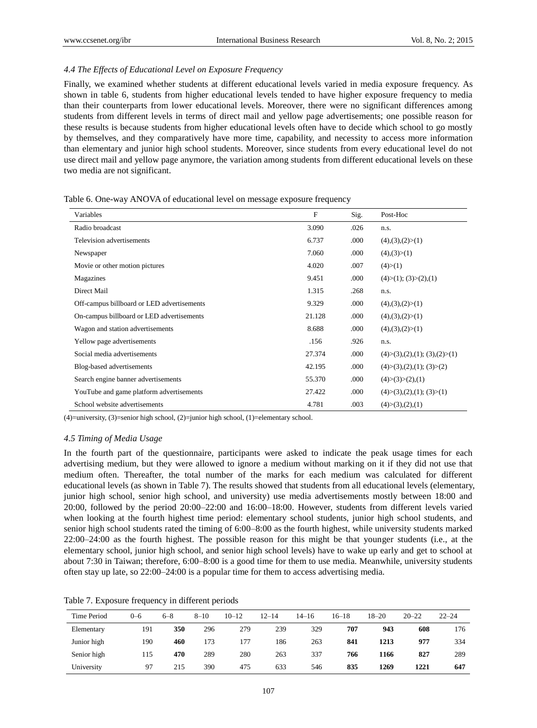### *4.4 The Effects of Educational Level on Exposure Frequency*

Finally, we examined whether students at different educational levels varied in media exposure frequency. As shown in table 6, students from higher educational levels tended to have higher exposure frequency to media than their counterparts from lower educational levels. Moreover, there were no significant differences among students from different levels in terms of direct mail and yellow page advertisements; one possible reason for these results is because students from higher educational levels often have to decide which school to go mostly by themselves, and they comparatively have more time, capability, and necessity to access more information than elementary and junior high school students. Moreover, since students from every educational level do not use direct mail and yellow page anymore, the variation among students from different educational levels on these two media are not significant.

Table 6. One-way ANOVA of educational level on message exposure frequency

| Variables | F | Sig. | Post-Hoc |
|---|---|---|---|
| Radio broadcast | 3.090 | .026 | n.s. |
| Television advertisements | 6.737 | .000 | (4),(3),(2)>(1) |
| Newspaper | 7.060 | .000 | (4),(3)>(1) |
| Movie or other motion pictures | 4.020 | .007 | (4)>(1) |
| Magazines | 9.451 | .000 | (4)>(1); (3)>(2),(1) |
| Direct Mail | 1.315 | .268 | n.s. |
| Off-campus billboard or LED advertisements | 9.329 | .000 | (4),(3),(2)>(1) |
| On-campus billboard or LED advertisements | 21.128 | .000 | (4),(3),(2)>(1) |
| Wagon and station advertisements | 8.688 | .000 | (4),(3),(2)>(1) |
| Yellow page advertisements | .156 | .926 | n.s. |
| Social media advertisements | 27.374 | .000 | (4)>(3),(2),(1); (3),(2)>(1) |
| Blog-based advertisements | 42.195 | .000 | (4)>(3),(2),(1); (3)>(2) |
| Search engine banner advertisements | 55.370 | .000 | (4)>(3)>(2),(1) |
| YouTube and game platform advertisements | 27.422 | .000 | (4)>(3),(2),(1); (3)>(1) |
| School website advertisements | 4.781 | .003 | (4)>(3),(2),(1) |

(4)=university, (3)=senior high school, (2)=junior high school, (1)=elementary school.

### *4.5 Timing of Media Usage*

In the fourth part of the questionnaire, participants were asked to indicate the peak usage times for each advertising medium, but they were allowed to ignore a medium without marking on it if they did not use that medium often. Thereafter, the total number of the marks for each medium was calculated for different educational levels (as shown in Table 7). The results showed that students from all educational levels (elementary, junior high school, senior high school, and university) use media advertisements mostly between 18:00 and 20:00, followed by the period 20:00–22:00 and 16:00–18:00. However, students from different levels varied when looking at the fourth highest time period: elementary school students, junior high school students, and senior high school students rated the timing of 6:00–8:00 as the fourth highest, while university students marked 22:00–24:00 as the fourth highest. The possible reason for this might be that younger students (i.e., at the elementary school, junior high school, and senior high school levels) have to wake up early and get to school at about 7:30 in Taiwan; therefore, 6:00–8:00 is a good time for them to use media. Meanwhile, university students often stay up late, so 22:00–24:00 is a popular time for them to access advertising media.

Table 7. Exposure frequency in different periods

| Time Period | 0–6 | 6–8 | 8–10 | 10–12 | 12–14 | 14–16 | 16–18 | 18–20 | 20–22 | 22–24 |
|---|---|---|---|---|---|---|---|---|---|---|
| Elementary | 191 | **350** | 296 | 279 | 239 | 329 | **707** | **943** | **608** | 176 |
| Junior high | 190 | **460** | 173 | 177 | 186 | 263 | **841** | **1213** | **977** | 334 |
| Senior high | 115 | **470** | 289 | 280 | 263 | 337 | **766** | **1166** | **827** | 289 |
| University | 97 | 215 | 390 | 475 | 633 | 546 | **835** | **1269** | **1221** | **647** |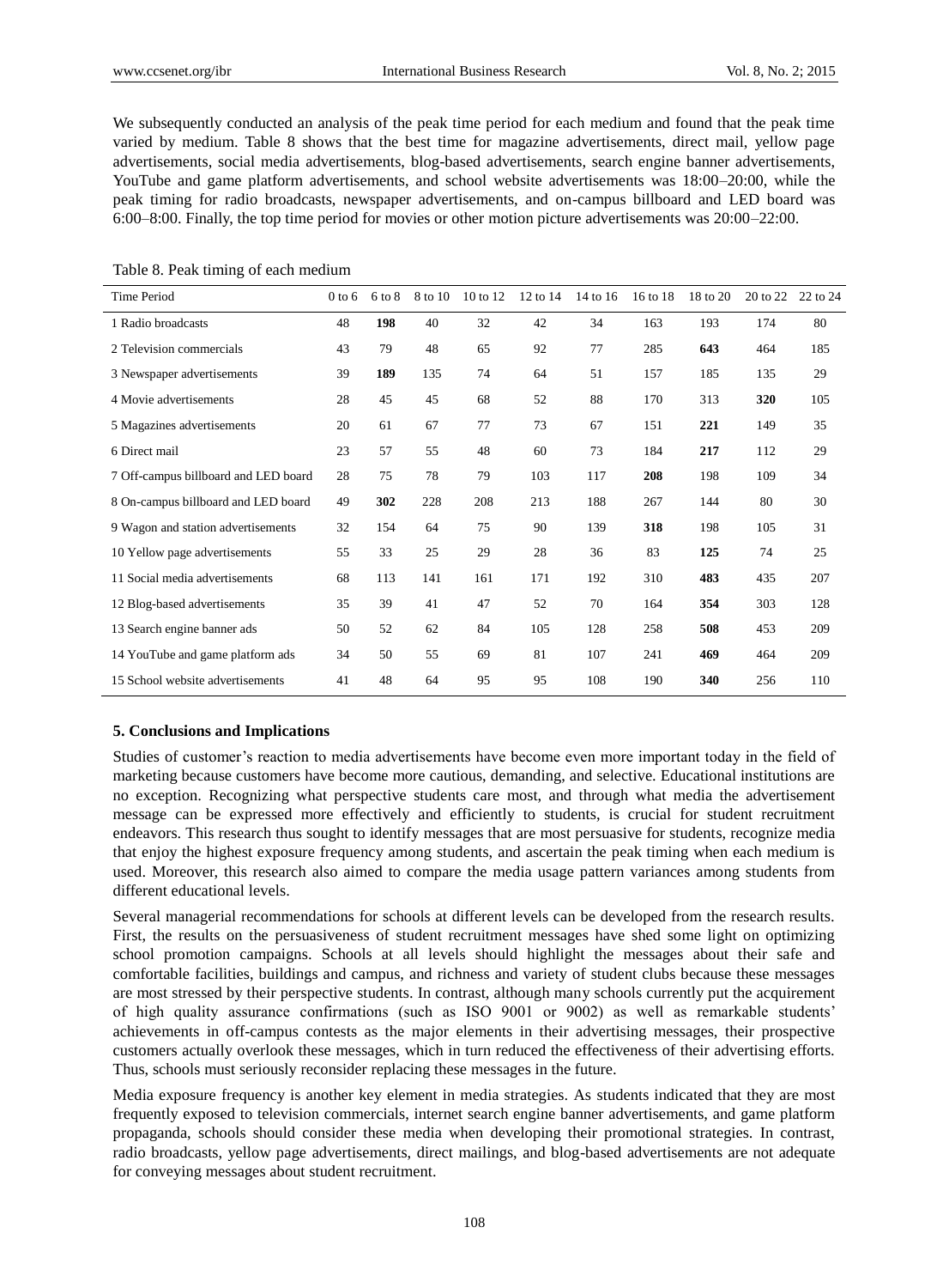We subsequently conducted an analysis of the peak time period for each medium and found that the peak time varied by medium. Table 8 shows that the best time for magazine advertisements, direct mail, yellow page advertisements, social media advertisements, blog-based advertisements, search engine banner advertisements, YouTube and game platform advertisements, and school website advertisements was 18:00–20:00, while the peak timing for radio broadcasts, newspaper advertisements, and on-campus billboard and LED board was 6:00–8:00. Finally, the top time period for movies or other motion picture advertisements was 20:00–22:00.

Table 8. Peak timing of each medium

| Time Period | 0 to 6 | 6 to 8 | 8 to 10 | 10 to 12 | 12 to 14 | 14 to 16 | 16 to 18 | 18 to 20 | 20 to 22 | 22 to 24 |
|---|---|---|---|---|---|---|---|---|---|---|
| 1 Radio broadcasts | 48 | **198** | 40 | 32 | 42 | 34 | 163 | 193 | 174 | 80 |
| 2 Television commercials | 43 | 79 | 48 | 65 | 92 | 77 | 285 | **643** | 464 | 185 |
| 3 Newspaper advertisements | 39 | **189** | 135 | 74 | 64 | 51 | 157 | 185 | 135 | 29 |
| 4 Movie advertisements | 28 | 45 | 45 | 68 | 52 | 88 | 170 | 313 | **320** | 105 |
| 5 Magazines advertisements | 20 | 61 | 67 | 77 | 73 | 67 | 151 | **221** | 149 | 35 |
| 6 Direct mail | 23 | 57 | 55 | 48 | 60 | 73 | 184 | **217** | 112 | 29 |
| 7 Off-campus billboard and LED board | 28 | 75 | 78 | 79 | 103 | 117 | **208** | 198 | 109 | 34 |
| 8 On-campus billboard and LED board | 49 | **302** | 228 | 208 | 213 | 188 | 267 | 144 | 80 | 30 |
| 9 Wagon and station advertisements | 32 | 154 | 64 | 75 | 90 | 139 | **318** | 198 | 105 | 31 |
| 10 Yellow page advertisements | 55 | 33 | 25 | 29 | 28 | 36 | 83 | **125** | 74 | 25 |
| 11 Social media advertisements | 68 | 113 | 141 | 161 | 171 | 192 | 310 | **483** | 435 | 207 |
| 12 Blog-based advertisements | 35 | 39 | 41 | 47 | 52 | 70 | 164 | **354** | 303 | 128 |
| 13 Search engine banner ads | 50 | 52 | 62 | 84 | 105 | 128 | 258 | **508** | 453 | 209 |
| 14 YouTube and game platform ads | 34 | 50 | 55 | 69 | 81 | 107 | 241 | **469** | 464 | 209 |
| 15 School website advertisements | 41 | 48 | 64 | 95 | 95 | 108 | 190 | **340** | 256 | 110 |

## 5. Conclusions and Implications

Studies of customer's reaction to media advertisements have become even more important today in the field of marketing because customers have become more cautious, demanding, and selective. Educational institutions are no exception. Recognizing what perspective students care most, and through what media the advertisement message can be expressed more effectively and efficiently to students, is crucial for student recruitment endeavors. This research thus sought to identify messages that are most persuasive for students, recognize media that enjoy the highest exposure frequency among students, and ascertain the peak timing when each medium is used. Moreover, this research also aimed to compare the media usage pattern variances among students from different educational levels.

Several managerial recommendations for schools at different levels can be developed from the research results. First, the results on the persuasiveness of student recruitment messages have shed some light on optimizing school promotion campaigns. Schools at all levels should highlight the messages about their safe and comfortable facilities, buildings and campus, and richness and variety of student clubs because these messages are most stressed by their perspective students. In contrast, although many schools currently put the acquirement of high quality assurance confirmations (such as ISO 9001 or 9002) as well as remarkable students' achievements in off-campus contests as the major elements in their advertising messages, their prospective customers actually overlook these messages, which in turn reduced the effectiveness of their advertising efforts. Thus, schools must seriously reconsider replacing these messages in the future.

Media exposure frequency is another key element in media strategies. As students indicated that they are most frequently exposed to television commercials, internet search engine banner advertisements, and game platform propaganda, schools should consider these media when developing their promotional strategies. In contrast, radio broadcasts, yellow page advertisements, direct mailings, and blog-based advertisements are not adequate for conveying messages about student recruitment.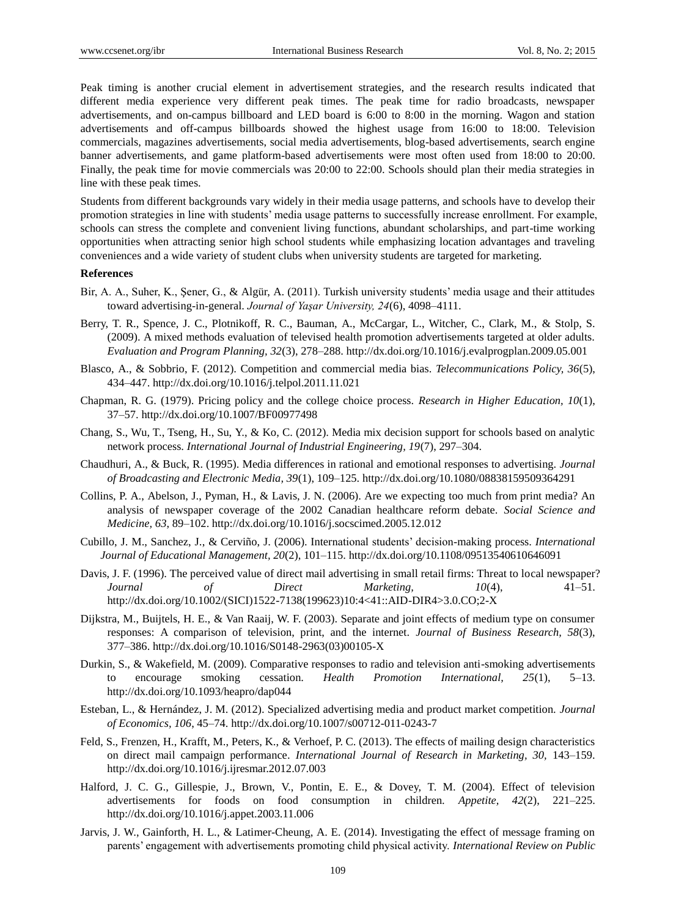Peak timing is another crucial element in advertisement strategies, and the research results indicated that different media experience very different peak times. The peak time for radio broadcasts, newspaper advertisements, and on-campus billboard and LED board is 6:00 to 8:00 in the morning. Wagon and station advertisements and off-campus billboards showed the highest usage from 16:00 to 18:00. Television commercials, magazines advertisements, social media advertisements, blog-based advertisements, search engine banner advertisements, and game platform-based advertisements were most often used from 18:00 to 20:00. Finally, the peak time for movie commercials was 20:00 to 22:00. Schools should plan their media strategies in line with these peak times.

Students from different backgrounds vary widely in their media usage patterns, and schools have to develop their promotion strategies in line with students' media usage patterns to successfully increase enrollment. For example, schools can stress the complete and convenient living functions, abundant scholarships, and part-time working opportunities when attracting senior high school students while emphasizing location advantages and traveling conveniences and a wide variety of student clubs when university students are targeted for marketing.

**References**

Bir, A. A., Suher, K., Şener, G., & Algür, A. (2011). Turkish university students' media usage and their attitudes toward advertising-in-general. *Journal of Yaşar University, 24*(6), 4098–4111.

Berry, T. R., Spence, J. C., Plotnikoff, R. C., Bauman, A., McCargar, L., Witcher, C., Clark, M., & Stolp, S. (2009). A mixed methods evaluation of televised health promotion advertisements targeted at older adults. *Evaluation and Program Planning, 32*(3), 278–288. http://dx.doi.org/10.1016/j.evalprogplan.2009.05.001

Blasco, A., & Sobbrio, F. (2012). Competition and commercial media bias. *Telecommunications Policy, 36*(5), 434–447. http://dx.doi.org/10.1016/j.telpol.2011.11.021

Chapman, R. G. (1979). Pricing policy and the college choice process. *Research in Higher Education, 10*(1), 37–57. http://dx.doi.org/10.1007/BF00977498

Chang, S., Wu, T., Tseng, H., Su, Y., & Ko, C. (2012). Media mix decision support for schools based on analytic network process. *International Journal of Industrial Engineering, 19*(7), 297–304.

Chaudhuri, A., & Buck, R. (1995). Media differences in rational and emotional responses to advertising. *Journal of Broadcasting and Electronic Media, 39*(1), 109–125. http://dx.doi.org/10.1080/08838159509364291

Collins, P. A., Abelson, J., Pyman, H., & Lavis, J. N. (2006). Are we expecting too much from print media? An analysis of newspaper coverage of the 2002 Canadian healthcare reform debate. *Social Science and Medicine, 63*, 89–102. http://dx.doi.org/10.1016/j.socscimed.2005.12.012

Cubillo, J. M., Sanchez, J., & Cerviño, J. (2006). International students' decision-making process. *International Journal of Educational Management, 20*(2), 101–115. http://dx.doi.org/10.1108/09513540610646091

Davis, J. F. (1996). The perceived value of direct mail advertising in small retail firms: Threat to local newspaper? *Journal of Direct Marketing, 10*(4), 41–51. http://dx.doi.org/10.1002/(SICI)1522-7138(199623)10:4<41::AID-DIR4>3.0.CO;2-X

Dijkstra, M., Buijtels, H. E., & Van Raaij, W. F. (2003). Separate and joint effects of medium type on consumer responses: A comparison of television, print, and the internet. *Journal of Business Research, 58*(3), 377–386. http://dx.doi.org/10.1016/S0148-2963(03)00105-X

Durkin, S., & Wakefield, M. (2009). Comparative responses to radio and television anti-smoking advertisements to encourage smoking cessation. *Health Promotion International, 25*(1), 5–13. http://dx.doi.org/10.1093/heapro/dap044

Esteban, L., & Hernández, J. M. (2012). Specialized advertising media and product market competition. *Journal of Economics, 106*, 45–74. http://dx.doi.org/10.1007/s00712-011-0243-7

Feld, S., Frenzen, H., Krafft, M., Peters, K., & Verhoef, P. C. (2013). The effects of mailing design characteristics on direct mail campaign performance. *International Journal of Research in Marketing, 30*, 143–159. http://dx.doi.org/10.1016/j.ijresmar.2012.07.003

Halford, J. C. G., Gillespie, J., Brown, V., Pontin, E. E., & Dovey, T. M. (2004). Effect of television advertisements for foods on food consumption in children. *Appetite, 42*(2), 221–225. http://dx.doi.org/10.1016/j.appet.2003.11.006

Jarvis, J. W., Gainforth, H. L., & Latimer-Cheung, A. E. (2014). Investigating the effect of message framing on parents' engagement with advertisements promoting child physical activity. *International Review on Public*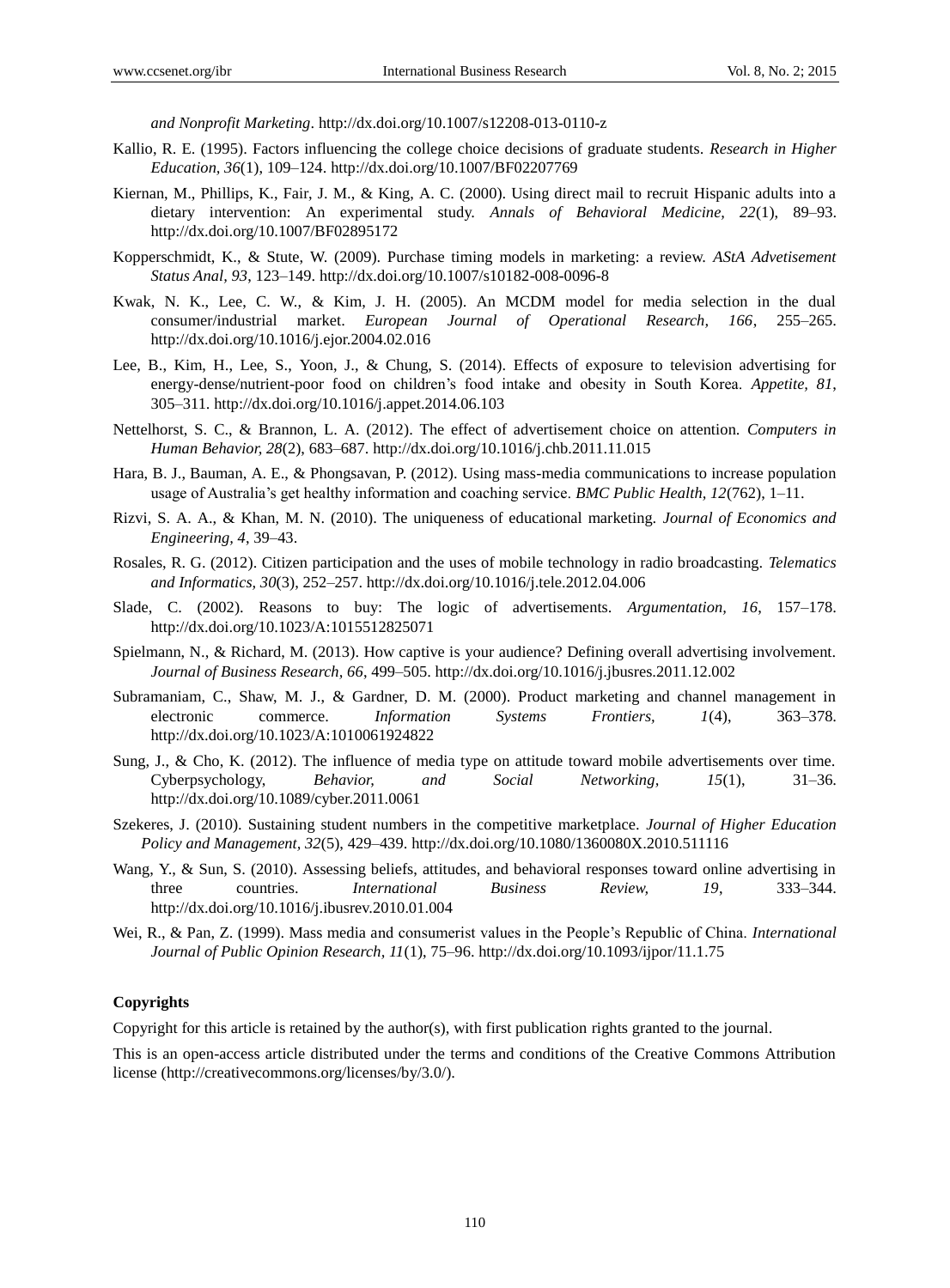*and Nonprofit Marketing*. http://dx.doi.org/10.1007/s12208-013-0110-z

Kallio, R. E. (1995). Factors influencing the college choice decisions of graduate students. *Research in Higher Education, 36*(1), 109–124. http://dx.doi.org/10.1007/BF02207769

Kiernan, M., Phillips, K., Fair, J. M., & King, A. C. (2000). Using direct mail to recruit Hispanic adults into a dietary intervention: An experimental study. *Annals of Behavioral Medicine, 22*(1), 89–93. http://dx.doi.org/10.1007/BF02895172

Kopperschmidt, K., & Stute, W. (2009). Purchase timing models in marketing: a review. *AStA Advetisement Status Anal, 93*, 123–149. http://dx.doi.org/10.1007/s10182-008-0096-8

Kwak, N. K., Lee, C. W., & Kim, J. H. (2005). An MCDM model for media selection in the dual consumer/industrial market. *European Journal of Operational Research, 166*, 255–265. http://dx.doi.org/10.1016/j.ejor.2004.02.016

Lee, B., Kim, H., Lee, S., Yoon, J., & Chung, S. (2014). Effects of exposure to television advertising for energy-dense/nutrient-poor food on children's food intake and obesity in South Korea. *Appetite, 81*, 305–311. http://dx.doi.org/10.1016/j.appet.2014.06.103

Nettelhorst, S. C., & Brannon, L. A. (2012). The effect of advertisement choice on attention. *Computers in Human Behavior, 28*(2), 683–687. http://dx.doi.org/10.1016/j.chb.2011.11.015

Hara, B. J., Bauman, A. E., & Phongsavan, P. (2012). Using mass-media communications to increase population usage of Australia's get healthy information and coaching service. *BMC Public Health, 12*(762), 1–11.

Rizvi, S. A. A., & Khan, M. N. (2010). The uniqueness of educational marketing. *Journal of Economics and Engineering, 4*, 39–43.

Rosales, R. G. (2012). Citizen participation and the uses of mobile technology in radio broadcasting. *Telematics and Informatics, 30*(3), 252–257. http://dx.doi.org/10.1016/j.tele.2012.04.006

Slade, C. (2002). Reasons to buy: The logic of advertisements. *Argumentation, 16*, 157–178. http://dx.doi.org/10.1023/A:1015512825071

Spielmann, N., & Richard, M. (2013). How captive is your audience? Defining overall advertising involvement. *Journal of Business Research, 66*, 499–505. http://dx.doi.org/10.1016/j.jbusres.2011.12.002

Subramaniam, C., Shaw, M. J., & Gardner, D. M. (2000). Product marketing and channel management in electronic commerce. *Information Systems Frontiers, 1*(4), 363–378. http://dx.doi.org/10.1023/A:1010061924822

Sung, J., & Cho, K. (2012). The influence of media type on attitude toward mobile advertisements over time. Cyberpsychology, *Behavior, and Social Networking, 15*(1), 31–36. http://dx.doi.org/10.1089/cyber.2011.0061

Szekeres, J. (2010). Sustaining student numbers in the competitive marketplace. *Journal of Higher Education Policy and Management, 32*(5), 429–439. http://dx.doi.org/10.1080/1360080X.2010.511116

Wang, Y., & Sun, S. (2010). Assessing beliefs, attitudes, and behavioral responses toward online advertising in three countries. *International Business Review, 19*, 333–344. http://dx.doi.org/10.1016/j.ibusrev.2010.01.004

Wei, R., & Pan, Z. (1999). Mass media and consumerist values in the People's Republic of China. *International Journal of Public Opinion Research, 11*(1), 75–96. http://dx.doi.org/10.1093/ijpor/11.1.75

**Copyrights**

Copyright for this article is retained by the author(s), with first publication rights granted to the journal.

This is an open-access article distributed under the terms and conditions of the Creative Commons Attribution license (http://creativecommons.org/licenses/by/3.0/).